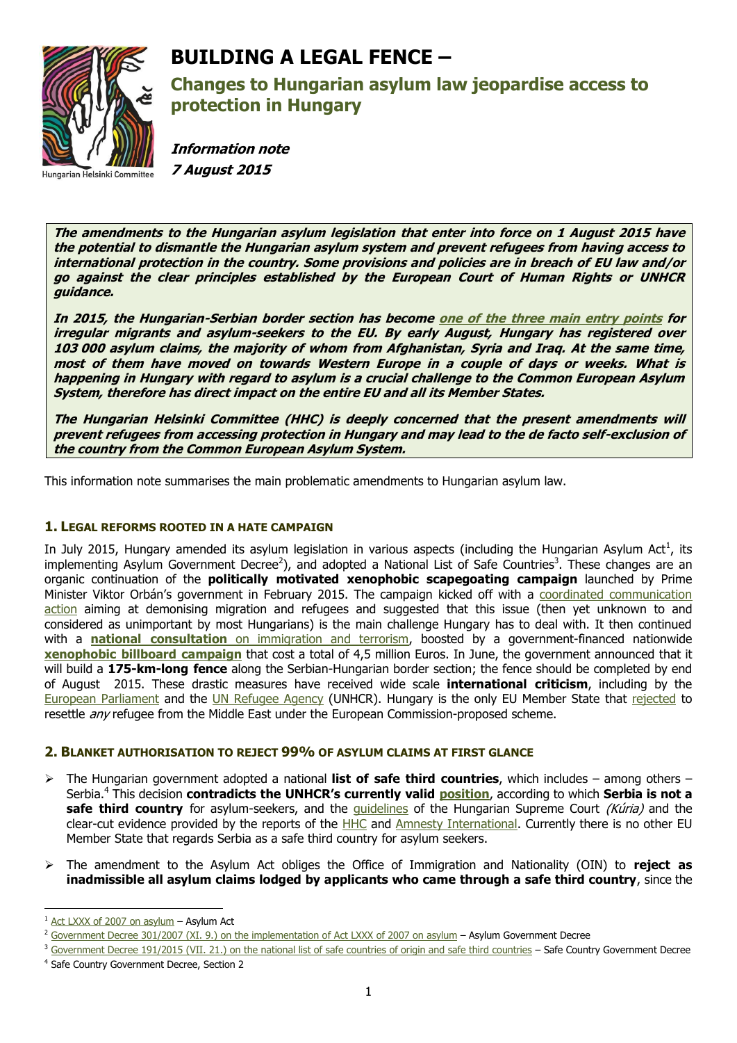# BUILDING A LEGAL FENCE –

## Changes to Hungarian asylum law jeopardise access to protection in Hungary

***Information note***
***7 August 2015***

***The amendments to the Hungarian asylum legislation that enter into force on 1 August 2015 have the potential to dismantle the Hungarian asylum system and prevent refugees from having access to international protection in the country. Some provisions and policies are in breach of EU law and/or go against the clear principles established by the European Court of Human Rights or UNHCR guidance.***

***In 2015, the Hungarian-Serbian border section has become one of the three main entry points for irregular migrants and asylum-seekers to the EU. By early August, Hungary has registered over 103 000 asylum claims, the majority of whom from Afghanistan, Syria and Iraq. At the same time, most of them have moved on towards Western Europe in a couple of days or weeks. What is happening in Hungary with regard to asylum is a crucial challenge to the Common European Asylum System, therefore has direct impact on the entire EU and all its Member States.***

***The Hungarian Helsinki Committee (HHC) is deeply concerned that the present amendments will prevent refugees from accessing protection in Hungary and may lead to the de facto self-exclusion of the country from the Common European Asylum System.***

This information note summarises the main problematic amendments to Hungarian asylum law.

### 1. Legal reforms rooted in a hate campaign

In July 2015, Hungary amended its asylum legislation in various aspects (including the Hungarian Asylum Act[1], its implementing Asylum Government Decree[2]), and adopted a National List of Safe Countries[3]. These changes are an organic continuation of the **politically motivated xenophobic scapegoating campaign** launched by Prime Minister Viktor Orbán's government in February 2015. The campaign kicked off with a coordinated communication action aiming at demonising migration and refugees and suggested that this issue (then yet unknown to and considered as unimportant by most Hungarians) is the main challenge Hungary has to deal with. It then continued with a **national consultation** on immigration and terrorism, boosted by a government-financed nationwide **xenophobic billboard campaign** that cost a total of 4,5 million Euros. In June, the government announced that it will build a **175-km-long fence** along the Serbian-Hungarian border section; the fence should be completed by end of August 2015. These drastic measures have received wide scale **international criticism**, including by the European Parliament and the UN Refugee Agency (UNHCR). Hungary is the only EU Member State that rejected to resettle *any* refugee from the Middle East under the European Commission-proposed scheme.

### 2. Blanket authorisation to reject 99% of asylum claims at first glance

- The Hungarian government adopted a national **list of safe third countries**, which includes – among others – Serbia.[4] This decision **contradicts the UNHCR's currently valid position**, according to which **Serbia is not a safe third country** for asylum-seekers, and the guidelines of the Hungarian Supreme Court *(Kúria)* and the clear-cut evidence provided by the reports of the HHC and Amnesty International. Currently there is no other EU Member State that regards Serbia as a safe third country for asylum seekers.
- The amendment to the Asylum Act obliges the Office of Immigration and Nationality (OIN) to **reject as inadmissible all asylum claims lodged by applicants who came through a safe third country**, since the

---

[1] Act LXXX of 2007 on asylum – Asylum Act

[2] Government Decree 301/2007 (XI. 9.) on the implementation of Act LXXX of 2007 on asylum – Asylum Government Decree

[3] Government Decree 191/2015 (VII. 21.) on the national list of safe countries of origin and safe third countries – Safe Country Government Decree

[4] Safe Country Government Decree, Section 2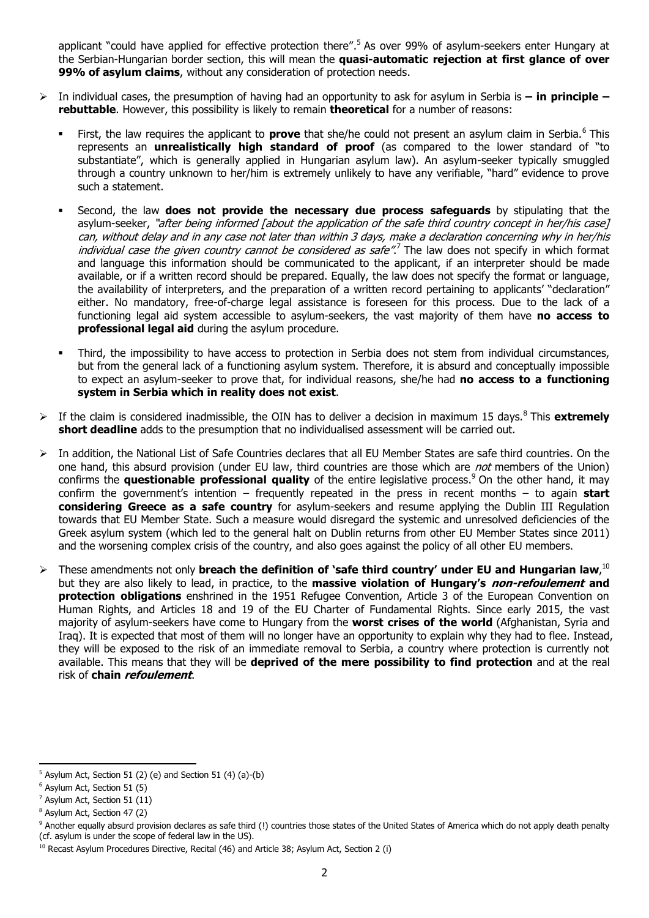applicant "could have applied for effective protection there".[5] As over 99% of asylum-seekers enter Hungary at the Serbian-Hungarian border section, this will mean the **quasi-automatic rejection at first glance of over 99% of asylum claims**, without any consideration of protection needs.

- In individual cases, the presumption of having had an opportunity to ask for asylum in Serbia is **– in principle – rebuttable**. However, this possibility is likely to remain **theoretical** for a number of reasons:
  - First, the law requires the applicant to **prove** that she/he could not present an asylum claim in Serbia.[6] This represents an **unrealistically high standard of proof** (as compared to the lower standard of "to substantiate", which is generally applied in Hungarian asylum law). An asylum-seeker typically smuggled through a country unknown to her/him is extremely unlikely to have any verifiable, "hard" evidence to prove such a statement.
  - Second, the law **does not provide the necessary due process safeguards** by stipulating that the asylum-seeker, *"after being informed [about the application of the safe third country concept in her/his case] can, without delay and in any case not later than within 3 days, make a declaration concerning why in her/his individual case the given country cannot be considered as safe"*.[7] The law does not specify in which format and language this information should be communicated to the applicant, if an interpreter should be made available, or if a written record should be prepared. Equally, the law does not specify the format or language, the availability of interpreters, and the preparation of a written record pertaining to applicants' "declaration" either. No mandatory, free-of-charge legal assistance is foreseen for this process. Due to the lack of a functioning legal aid system accessible to asylum-seekers, the vast majority of them have **no access to professional legal aid** during the asylum procedure.
  - Third, the impossibility to have access to protection in Serbia does not stem from individual circumstances, but from the general lack of a functioning asylum system. Therefore, it is absurd and conceptually impossible to expect an asylum-seeker to prove that, for individual reasons, she/he had **no access to a functioning system in Serbia which in reality does not exist**.
- If the claim is considered inadmissible, the OIN has to deliver a decision in maximum 15 days.[8] This **extremely short deadline** adds to the presumption that no individualised assessment will be carried out.
- In addition, the National List of Safe Countries declares that all EU Member States are safe third countries. On the one hand, this absurd provision (under EU law, third countries are those which are *not* members of the Union) confirms the **questionable professional quality** of the entire legislative process.[9] On the other hand, it may confirm the government's intention – frequently repeated in the press in recent months – to again **start considering Greece as a safe country** for asylum-seekers and resume applying the Dublin III Regulation towards that EU Member State. Such a measure would disregard the systemic and unresolved deficiencies of the Greek asylum system (which led to the general halt on Dublin returns from other EU Member States since 2011) and the worsening complex crisis of the country, and also goes against the policy of all other EU members.
- These amendments not only **breach the definition of 'safe third country' under EU and Hungarian law**,[10] but they are also likely to lead, in practice, to the **massive violation of Hungary's *non-refoulement* and protection obligations** enshrined in the 1951 Refugee Convention, Article 3 of the European Convention on Human Rights, and Articles 18 and 19 of the EU Charter of Fundamental Rights. Since early 2015, the vast majority of asylum-seekers have come to Hungary from the **worst crises of the world** (Afghanistan, Syria and Iraq). It is expected that most of them will no longer have an opportunity to explain why they had to flee. Instead, they will be exposed to the risk of an immediate removal to Serbia, a country where protection is currently not available. This means that they will be **deprived of the mere possibility to find protection** and at the real risk of **chain *refoulement***.

---

[5] Asylum Act, Section 51 (2) (e) and Section 51 (4) (a)-(b)

[6] Asylum Act, Section 51 (5)

[7] Asylum Act, Section 51 (11)

[8] Asylum Act, Section 47 (2)

[9] Another equally absurd provision declares as safe third (!) countries those states of the United States of America which do not apply death penalty (cf. asylum is under the scope of federal law in the US).

[10] Recast Asylum Procedures Directive, Recital (46) and Article 38; Asylum Act, Section 2 (i)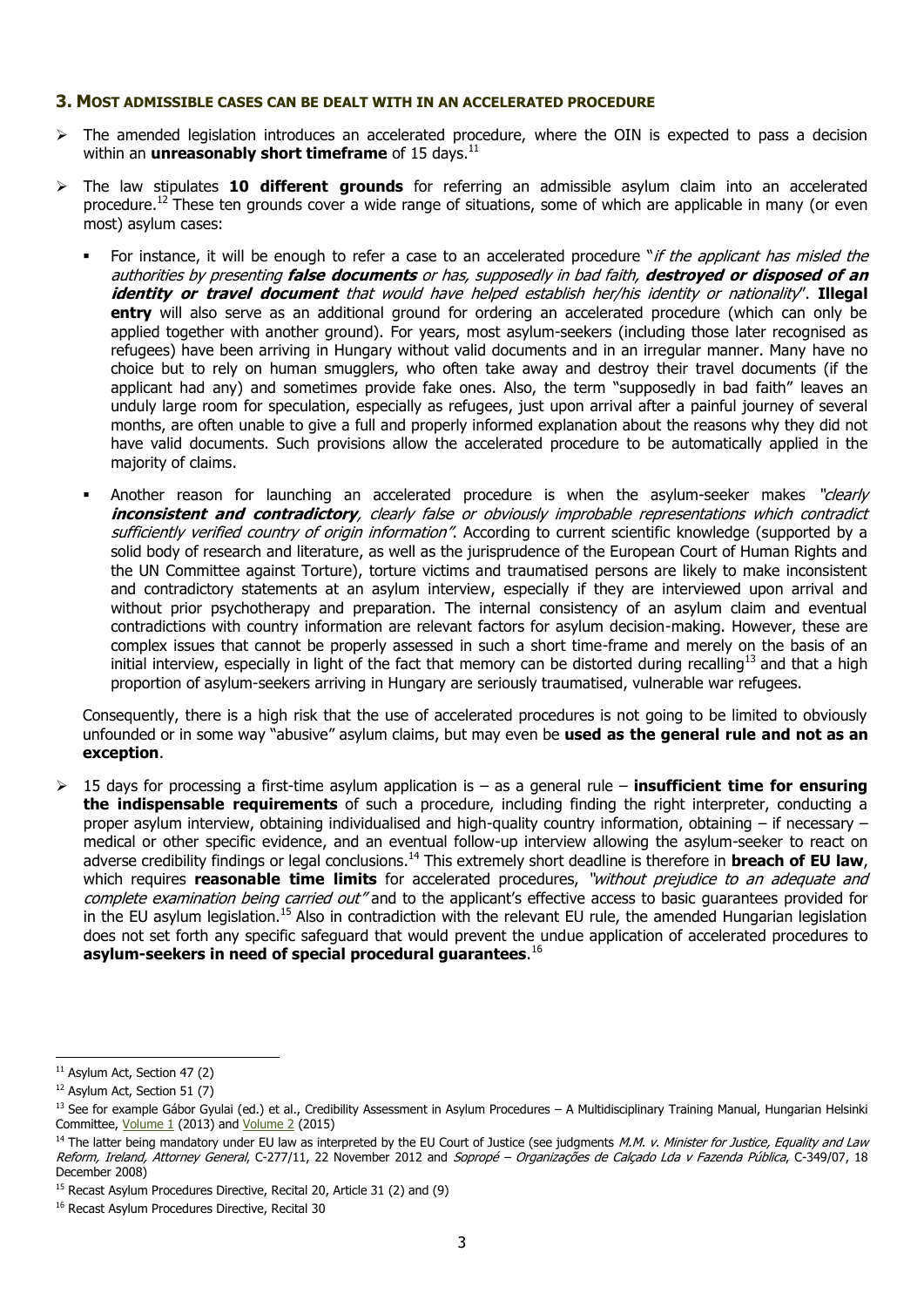### 3. Most admissible cases can be dealt with in an accelerated procedure

- The amended legislation introduces an accelerated procedure, where the OIN is expected to pass a decision within an **unreasonably short timeframe** of 15 days.[11]
- The law stipulates **10 different grounds** for referring an admissible asylum claim into an accelerated procedure.[12] These ten grounds cover a wide range of situations, some of which are applicable in many (or even most) asylum cases:
  - For instance, it will be enough to refer a case to an accelerated procedure "*if the applicant has misled the authorities by presenting **false documents** or has, supposedly in bad faith, **destroyed or disposed of an identity or travel document** that would have helped establish her/his identity or nationality*". **Illegal entry** will also serve as an additional ground for ordering an accelerated procedure (which can only be applied together with another ground). For years, most asylum-seekers (including those later recognised as refugees) have been arriving in Hungary without valid documents and in an irregular manner. Many have no choice but to rely on human smugglers, who often take away and destroy their travel documents (if the applicant had any) and sometimes provide fake ones. Also, the term "supposedly in bad faith" leaves an unduly large room for speculation, especially as refugees, just upon arrival after a painful journey of several months, are often unable to give a full and properly informed explanation about the reasons why they did not have valid documents. Such provisions allow the accelerated procedure to be automatically applied in the majority of claims.
  - Another reason for launching an accelerated procedure is when the asylum-seeker makes *"clearly **inconsistent and contradictory**, clearly false or obviously improbable representations which contradict sufficiently verified country of origin information"*. According to current scientific knowledge (supported by a solid body of research and literature, as well as the jurisprudence of the European Court of Human Rights and the UN Committee against Torture), torture victims and traumatised persons are likely to make inconsistent and contradictory statements at an asylum interview, especially if they are interviewed upon arrival and without prior psychotherapy and preparation. The internal consistency of an asylum claim and eventual contradictions with country information are relevant factors for asylum decision-making. However, these are complex issues that cannot be properly assessed in such a short time-frame and merely on the basis of an initial interview, especially in light of the fact that memory can be distorted during recalling[13] and that a high proportion of asylum-seekers arriving in Hungary are seriously traumatised, vulnerable war refugees.

  Consequently, there is a high risk that the use of accelerated procedures is not going to be limited to obviously unfounded or in some way "abusive" asylum claims, but may even be **used as the general rule and not as an exception**.

- 15 days for processing a first-time asylum application is – as a general rule – **insufficient time for ensuring the indispensable requirements** of such a procedure, including finding the right interpreter, conducting a proper asylum interview, obtaining individualised and high-quality country information, obtaining – if necessary – medical or other specific evidence, and an eventual follow-up interview allowing the asylum-seeker to react on adverse credibility findings or legal conclusions.[14] This extremely short deadline is therefore in **breach of EU law**, which requires **reasonable time limits** for accelerated procedures, *"without prejudice to an adequate and complete examination being carried out"* and to the applicant's effective access to basic guarantees provided for in the EU asylum legislation.[15] Also in contradiction with the relevant EU rule, the amended Hungarian legislation does not set forth any specific safeguard that would prevent the undue application of accelerated procedures to **asylum-seekers in need of special procedural guarantees**.[16]

---

[11] Asylum Act, Section 47 (2)

[12] Asylum Act, Section 51 (7)

[13] See for example Gábor Gyulai (ed.) et al., Credibility Assessment in Asylum Procedures – A Multidisciplinary Training Manual, Hungarian Helsinki Committee, Volume 1 (2013) and Volume 2 (2015)

[14] The latter being mandatory under EU law as interpreted by the EU Court of Justice (see judgments *M.M. v. Minister for Justice, Equality and Law Reform, Ireland, Attorney General*, C-277/11, 22 November 2012 and *Sopropé – Organizações de Calçado Lda v Fazenda Pública*, C-349/07, 18 December 2008)

[15] Recast Asylum Procedures Directive, Recital 20, Article 31 (2) and (9)

[16] Recast Asylum Procedures Directive, Recital 30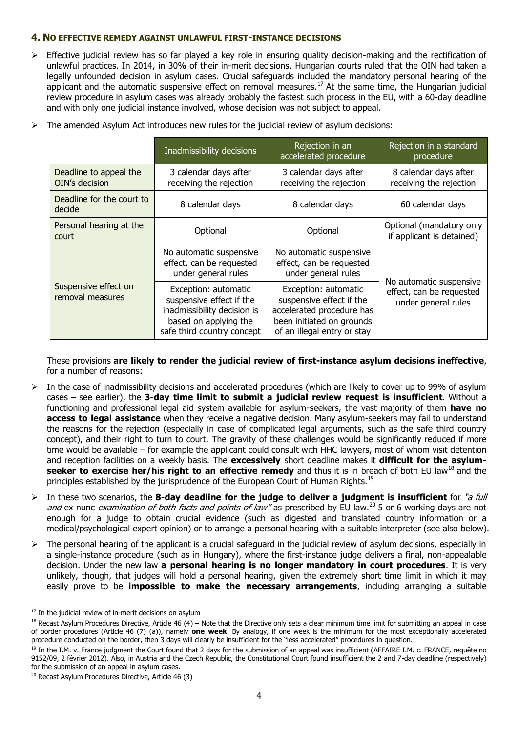## 4. No effective remedy against unlawful first-instance decisions

- Effective judicial review has so far played a key role in ensuring quality decision-making and the rectification of unlawful practices. In 2014, in 30% of their in-merit decisions, Hungarian courts ruled that the OIN had taken a legally unfounded decision in asylum cases. Crucial safeguards included the mandatory personal hearing of the applicant and the automatic suspensive effect on removal measures.[17] At the same time, the Hungarian judicial review procedure in asylum cases was already probably the fastest such process in the EU, with a 60-day deadline and with only one judicial instance involved, whose decision was not subject to appeal.
- The amended Asylum Act introduces new rules for the judicial review of asylum decisions:

| | Inadmissibility decisions | Rejection in an accelerated procedure | Rejection in a standard procedure |
|---|---|---|---|
| Deadline to appeal the OIN's decision | 3 calendar days after receiving the rejection | 3 calendar days after receiving the rejection | 8 calendar days after receiving the rejection |
| Deadline for the court to decide | 8 calendar days | 8 calendar days | 60 calendar days |
| Personal hearing at the court | Optional | Optional | Optional (mandatory only if applicant is detained) |
| Suspensive effect on removal measures | No automatic suspensive effect, can be requested under general rules<br><br>Exception: automatic suspensive effect if the inadmissibility decision is based on applying the safe third country concept | No automatic suspensive effect, can be requested under general rules<br><br>Exception: automatic suspensive effect if the accelerated procedure has been initiated on grounds of an illegal entry or stay | No automatic suspensive effect, can be requested under general rules |

These provisions **are likely to render the judicial review of first-instance asylum decisions ineffective**, for a number of reasons:

- In the case of inadmissibility decisions and accelerated procedures (which are likely to cover up to 99% of asylum cases – see earlier), the **3-day time limit to submit a judicial review request is insufficient**. Without a functioning and professional legal aid system available for asylum-seekers, the vast majority of them **have no access to legal assistance** when they receive a negative decision. Many asylum-seekers may fail to understand the reasons for the rejection (especially in case of complicated legal arguments, such as the safe third country concept), and their right to turn to court. The gravity of these challenges would be significantly reduced if more time would be available – for example the applicant could consult with HHC lawyers, most of whom visit detention and reception facilities on a weekly basis. The **excessively** short deadline makes it **difficult for the asylum-seeker to exercise her/his right to an effective remedy** and thus it is in breach of both EU law[18] and the principles established by the jurisprudence of the European Court of Human Rights.[19]
- In these two scenarios, the **8-day deadline for the judge to deliver a judgment is insufficient** for *"a full and* ex nunc *examination of both facts and points of law"* as prescribed by EU law.[20] 5 or 6 working days are not enough for a judge to obtain crucial evidence (such as digested and translated country information or a medical/psychological expert opinion) or to arrange a personal hearing with a suitable interpreter (see also below).
- The personal hearing of the applicant is a crucial safeguard in the judicial review of asylum decisions, especially in a single-instance procedure (such as in Hungary), where the first-instance judge delivers a final, non-appealable decision. Under the new law **a personal hearing is no longer mandatory in court procedures**. It is very unlikely, though, that judges will hold a personal hearing, given the extremely short time limit in which it may easily prove to be **impossible to make the necessary arrangements**, including arranging a suitable

---

[17] In the judicial review of in-merit decisions on asylum

[18] Recast Asylum Procedures Directive, Article 46 (4) – Note that the Directive only sets a clear minimum time limit for submitting an appeal in case of border procedures (Article 46 (7) (a)), namely **one week**. By analogy, if one week is the minimum for the most exceptionally accelerated procedure conducted on the border, then 3 days will clearly be insufficient for the "less accelerated" procedures in question.

[19] In the I.M. v. France judgment the Court found that 2 days for the submission of an appeal was insufficient (AFFAIRE I.M. c. FRANCE, requête no 9152/09, 2 février 2012). Also, in Austria and the Czech Republic, the Constitutional Court found insufficient the 2 and 7-day deadline (respectively) for the submission of an appeal in asylum cases.

[20] Recast Asylum Procedures Directive, Article 46 (3)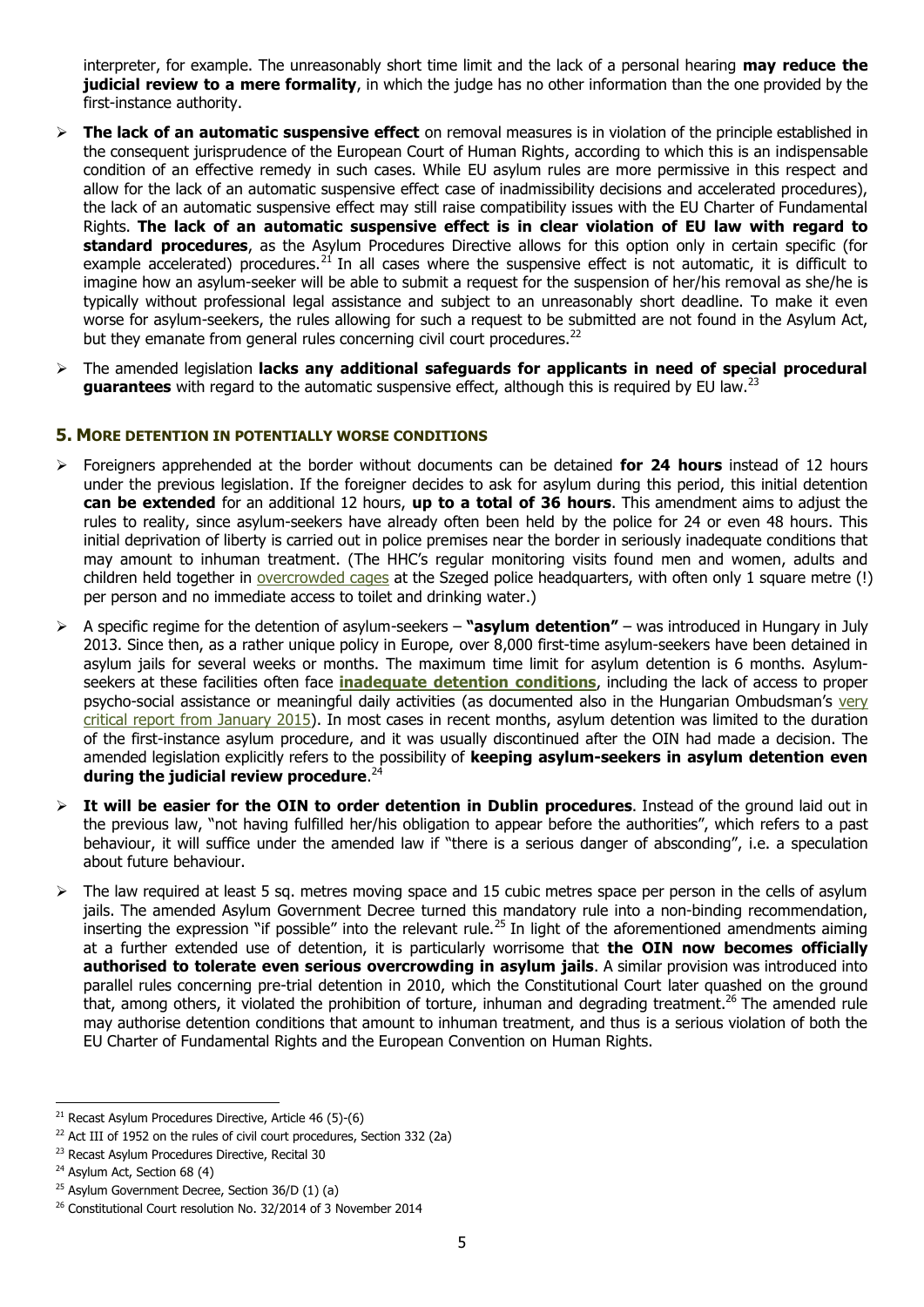interpreter, for example. The unreasonably short time limit and the lack of a personal hearing **may reduce the judicial review to a mere formality**, in which the judge has no other information than the one provided by the first-instance authority.

- **The lack of an automatic suspensive effect** on removal measures is in violation of the principle established in the consequent jurisprudence of the European Court of Human Rights, according to which this is an indispensable condition of an effective remedy in such cases. While EU asylum rules are more permissive in this respect and allow for the lack of an automatic suspensive effect case of inadmissibility decisions and accelerated procedures), the lack of an automatic suspensive effect may still raise compatibility issues with the EU Charter of Fundamental Rights. **The lack of an automatic suspensive effect is in clear violation of EU law with regard to standard procedures**, as the Asylum Procedures Directive allows for this option only in certain specific (for example accelerated) procedures.[21] In all cases where the suspensive effect is not automatic, it is difficult to imagine how an asylum-seeker will be able to submit a request for the suspension of her/his removal as she/he is typically without professional legal assistance and subject to an unreasonably short deadline. To make it even worse for asylum-seekers, the rules allowing for such a request to be submitted are not found in the Asylum Act, but they emanate from general rules concerning civil court procedures.[22]
- The amended legislation **lacks any additional safeguards for applicants in need of special procedural guarantees** with regard to the automatic suspensive effect, although this is required by EU law.[23]

## 5. More detention in potentially worse conditions

- Foreigners apprehended at the border without documents can be detained **for 24 hours** instead of 12 hours under the previous legislation. If the foreigner decides to ask for asylum during this period, this initial detention **can be extended** for an additional 12 hours, **up to a total of 36 hours**. This amendment aims to adjust the rules to reality, since asylum-seekers have already often been held by the police for 24 or even 48 hours. This initial deprivation of liberty is carried out in police premises near the border in seriously inadequate conditions that may amount to inhuman treatment. (The HHC's regular monitoring visits found men and women, adults and children held together in overcrowded cages at the Szeged police headquarters, with often only 1 square metre (!) per person and no immediate access to toilet and drinking water.)
- A specific regime for the detention of asylum-seekers – **"asylum detention"** – was introduced in Hungary in July 2013. Since then, as a rather unique policy in Europe, over 8,000 first-time asylum-seekers have been detained in asylum jails for several weeks or months. The maximum time limit for asylum detention is 6 months. Asylum-seekers at these facilities often face **inadequate detention conditions**, including the lack of access to proper psycho-social assistance or meaningful daily activities (as documented also in the Hungarian Ombudsman's very critical report from January 2015). In most cases in recent months, asylum detention was limited to the duration of the first-instance asylum procedure, and it was usually discontinued after the OIN had made a decision. The amended legislation explicitly refers to the possibility of **keeping asylum-seekers in asylum detention even during the judicial review procedure**.[24]
- **It will be easier for the OIN to order detention in Dublin procedures**. Instead of the ground laid out in the previous law, "not having fulfilled her/his obligation to appear before the authorities", which refers to a past behaviour, it will suffice under the amended law if "there is a serious danger of absconding", i.e. a speculation about future behaviour.
- The law required at least 5 sq. metres moving space and 15 cubic metres space per person in the cells of asylum jails. The amended Asylum Government Decree turned this mandatory rule into a non-binding recommendation, inserting the expression "if possible" into the relevant rule.[25] In light of the aforementioned amendments aiming at a further extended use of detention, it is particularly worrisome that **the OIN now becomes officially authorised to tolerate even serious overcrowding in asylum jails**. A similar provision was introduced into parallel rules concerning pre-trial detention in 2010, which the Constitutional Court later quashed on the ground that, among others, it violated the prohibition of torture, inhuman and degrading treatment.[26] The amended rule may authorise detention conditions that amount to inhuman treatment, and thus is a serious violation of both the EU Charter of Fundamental Rights and the European Convention on Human Rights.

---

[21] Recast Asylum Procedures Directive, Article 46 (5)-(6)

[22] Act III of 1952 on the rules of civil court procedures, Section 332 (2a)

[23] Recast Asylum Procedures Directive, Recital 30

[24] Asylum Act, Section 68 (4)

[25] Asylum Government Decree, Section 36/D (1) (a)

[26] Constitutional Court resolution No. 32/2014 of 3 November 2014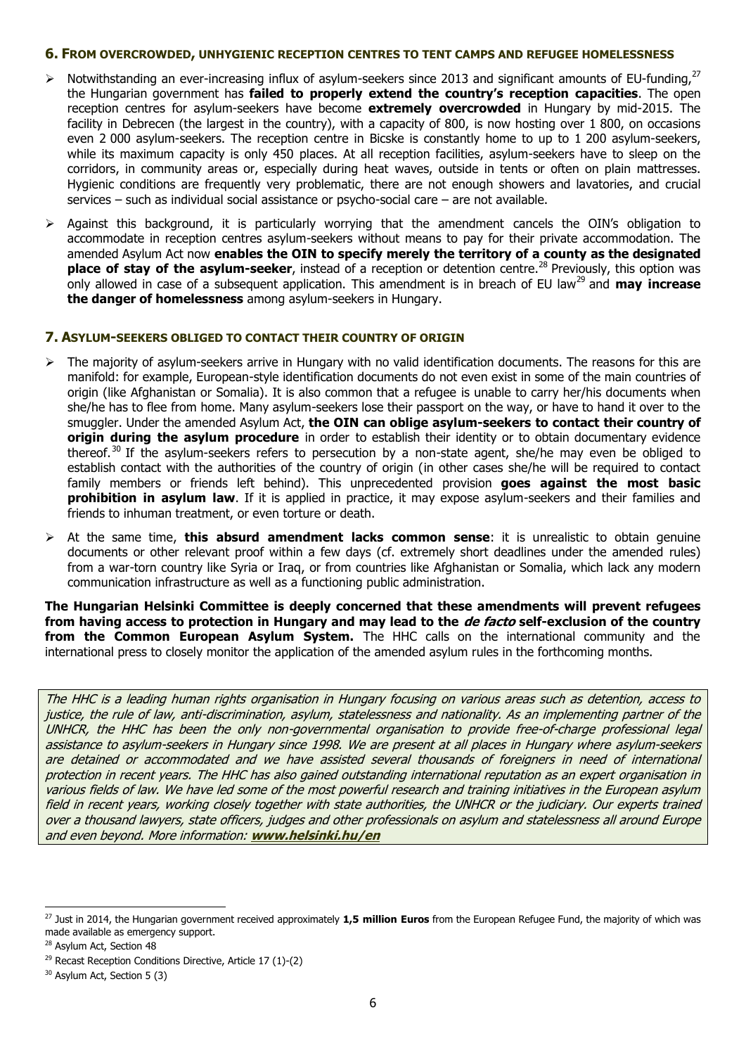## 6. From overcrowded, unhygienic reception centres to tent camps and refugee homelessness

- Notwithstanding an ever-increasing influx of asylum-seekers since 2013 and significant amounts of EU-funding,[27] the Hungarian government has **failed to properly extend the country's reception capacities**. The open reception centres for asylum-seekers have become **extremely overcrowded** in Hungary by mid-2015. The facility in Debrecen (the largest in the country), with a capacity of 800, is now hosting over 1 800, on occasions even 2 000 asylum-seekers. The reception centre in Bicske is constantly home to up to 1 200 asylum-seekers, while its maximum capacity is only 450 places. At all reception facilities, asylum-seekers have to sleep on the corridors, in community areas or, especially during heat waves, outside in tents or often on plain mattresses. Hygienic conditions are frequently very problematic, there are not enough showers and lavatories, and crucial services – such as individual social assistance or psycho-social care – are not available.
- Against this background, it is particularly worrying that the amendment cancels the OIN's obligation to accommodate in reception centres asylum-seekers without means to pay for their private accommodation. The amended Asylum Act now **enables the OIN to specify merely the territory of a county as the designated place of stay of the asylum-seeker**, instead of a reception or detention centre.[28] Previously, this option was only allowed in case of a subsequent application. This amendment is in breach of EU law[29] and **may increase the danger of homelessness** among asylum-seekers in Hungary.

## 7. Asylum-seekers obliged to contact their country of origin

- The majority of asylum-seekers arrive in Hungary with no valid identification documents. The reasons for this are manifold: for example, European-style identification documents do not even exist in some of the main countries of origin (like Afghanistan or Somalia). It is also common that a refugee is unable to carry her/his documents when she/he has to flee from home. Many asylum-seekers lose their passport on the way, or have to hand it over to the smuggler. Under the amended Asylum Act, **the OIN can oblige asylum-seekers to contact their country of origin during the asylum procedure** in order to establish their identity or to obtain documentary evidence thereof.[30] If the asylum-seekers refers to persecution by a non-state agent, she/he may even be obliged to establish contact with the authorities of the country of origin (in other cases she/he will be required to contact family members or friends left behind). This unprecedented provision **goes against the most basic prohibition in asylum law**. If it is applied in practice, it may expose asylum-seekers and their families and friends to inhuman treatment, or even torture or death.
- At the same time, **this absurd amendment lacks common sense**: it is unrealistic to obtain genuine documents or other relevant proof within a few days (cf. extremely short deadlines under the amended rules) from a war-torn country like Syria or Iraq, or from countries like Afghanistan or Somalia, which lack any modern communication infrastructure as well as a functioning public administration.

**The Hungarian Helsinki Committee is deeply concerned that these amendments will prevent refugees from having access to protection in Hungary and may lead to the *de facto* self-exclusion of the country from the Common European Asylum System.** The HHC calls on the international community and the international press to closely monitor the application of the amended asylum rules in the forthcoming months.

*The HHC is a leading human rights organisation in Hungary focusing on various areas such as detention, access to justice, the rule of law, anti-discrimination, asylum, statelessness and nationality. As an implementing partner of the UNHCR, the HHC has been the only non-governmental organisation to provide free-of-charge professional legal assistance to asylum-seekers in Hungary since 1998. We are present at all places in Hungary where asylum-seekers are detained or accommodated and we have assisted several thousands of foreigners in need of international protection in recent years. The HHC has also gained outstanding international reputation as an expert organisation in various fields of law. We have led some of the most powerful research and training initiatives in the European asylum field in recent years, working closely together with state authorities, the UNHCR or the judiciary. Our experts trained over a thousand lawyers, state officers, judges and other professionals on asylum and statelessness all around Europe and even beyond. More information:* ***www.helsinki.hu/en***

---

[27] Just in 2014, the Hungarian government received approximately **1,5 million Euros** from the European Refugee Fund, the majority of which was made available as emergency support.

[28] Asylum Act, Section 48

[29] Recast Reception Conditions Directive, Article 17 (1)-(2)

[30] Asylum Act, Section 5 (3)